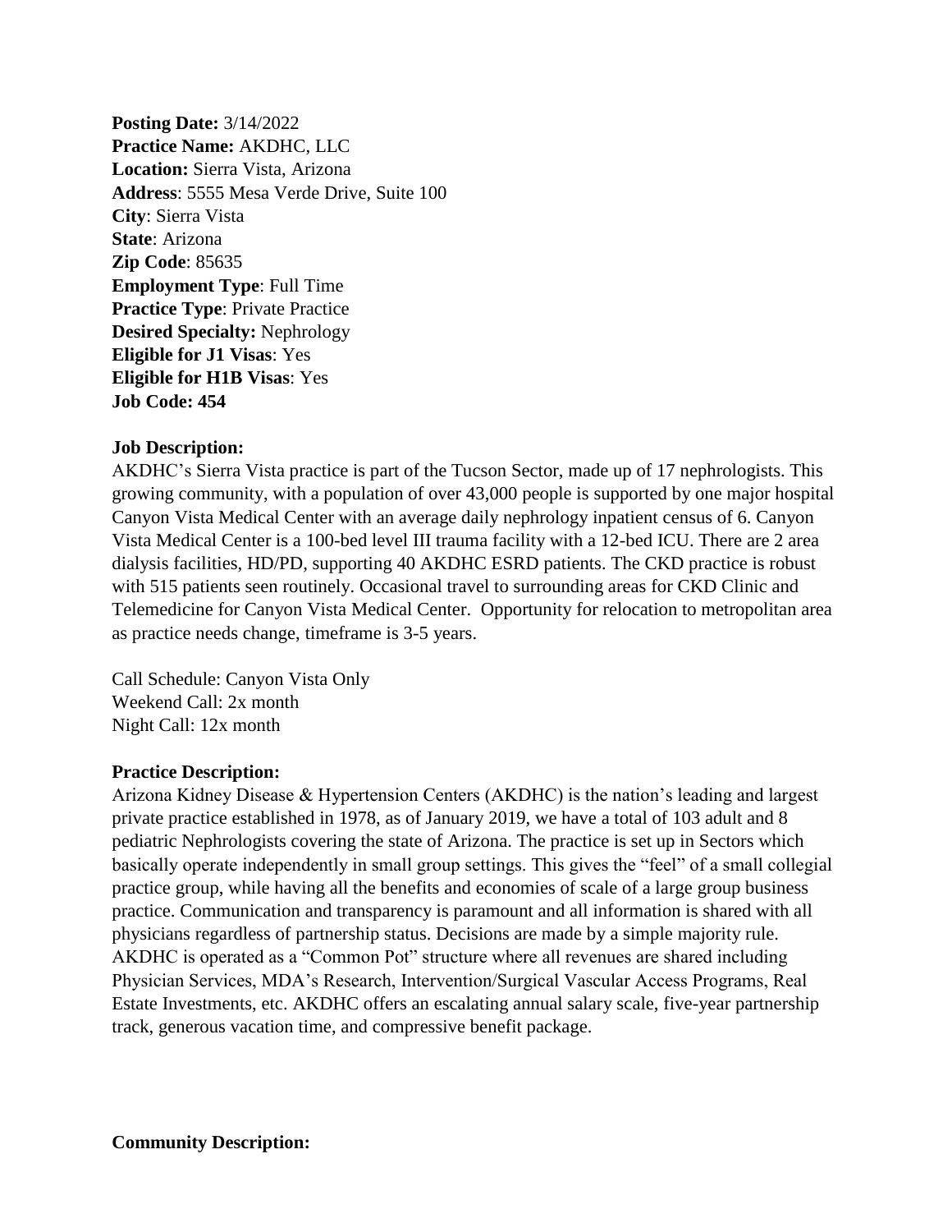**Posting Date:** 3/14/2022
**Practice Name:** AKDHC, LLC
**Location:** Sierra Vista, Arizona
**Address**: 5555 Mesa Verde Drive, Suite 100
**City**: Sierra Vista
**State**: Arizona
**Zip Code**: 85635
**Employment Type**: Full Time
**Practice Type**: Private Practice
**Desired Specialty:** Nephrology
**Eligible for J1 Visas**: Yes
**Eligible for H1B Visas**: Yes
**Job Code: 454**

**Job Description:**

AKDHC's Sierra Vista practice is part of the Tucson Sector, made up of 17 nephrologists. This growing community, with a population of over 43,000 people is supported by one major hospital Canyon Vista Medical Center with an average daily nephrology inpatient census of 6. Canyon Vista Medical Center is a 100-bed level III trauma facility with a 12-bed ICU. There are 2 area dialysis facilities, HD/PD, supporting 40 AKDHC ESRD patients. The CKD practice is robust with 515 patients seen routinely. Occasional travel to surrounding areas for CKD Clinic and Telemedicine for Canyon Vista Medical Center. Opportunity for relocation to metropolitan area as practice needs change, timeframe is 3-5 years.

Call Schedule: Canyon Vista Only
Weekend Call: 2x month
Night Call: 12x month

**Practice Description:**

Arizona Kidney Disease & Hypertension Centers (AKDHC) is the nation's leading and largest private practice established in 1978, as of January 2019, we have a total of 103 adult and 8 pediatric Nephrologists covering the state of Arizona. The practice is set up in Sectors which basically operate independently in small group settings. This gives the "feel" of a small collegial practice group, while having all the benefits and economies of scale of a large group business practice. Communication and transparency is paramount and all information is shared with all physicians regardless of partnership status. Decisions are made by a simple majority rule. AKDHC is operated as a "Common Pot" structure where all revenues are shared including Physician Services, MDA's Research, Intervention/Surgical Vascular Access Programs, Real Estate Investments, etc. AKDHC offers an escalating annual salary scale, five-year partnership track, generous vacation time, and compressive benefit package.

**Community Description:**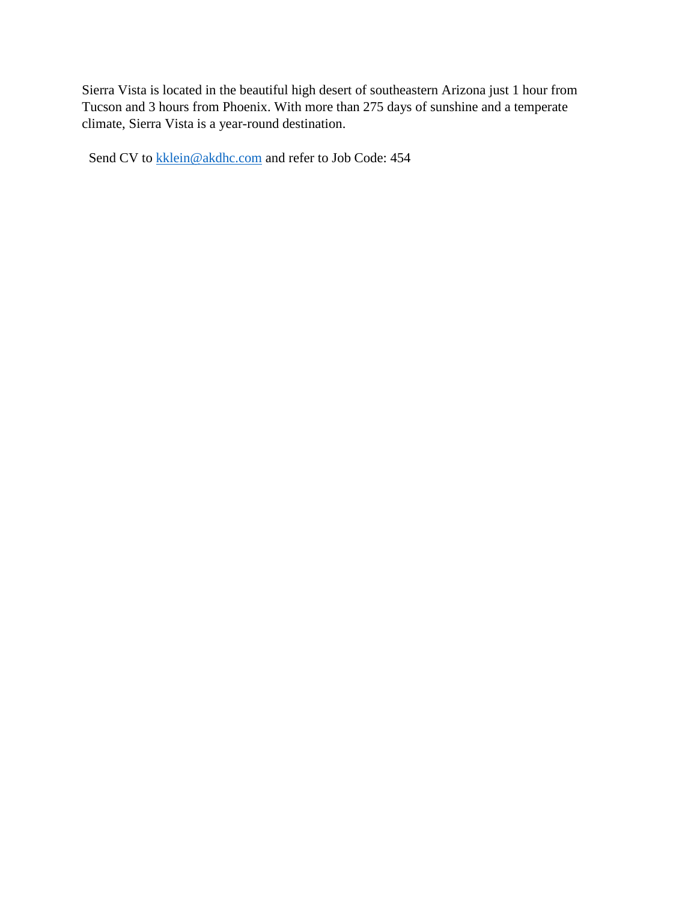Sierra Vista is located in the beautiful high desert of southeastern Arizona just 1 hour from Tucson and 3 hours from Phoenix. With more than 275 days of sunshine and a temperate climate, Sierra Vista is a year-round destination.

Send CV to [kklein@akdhc.com](mailto:kklein@akdhc.com) and refer to Job Code: 454